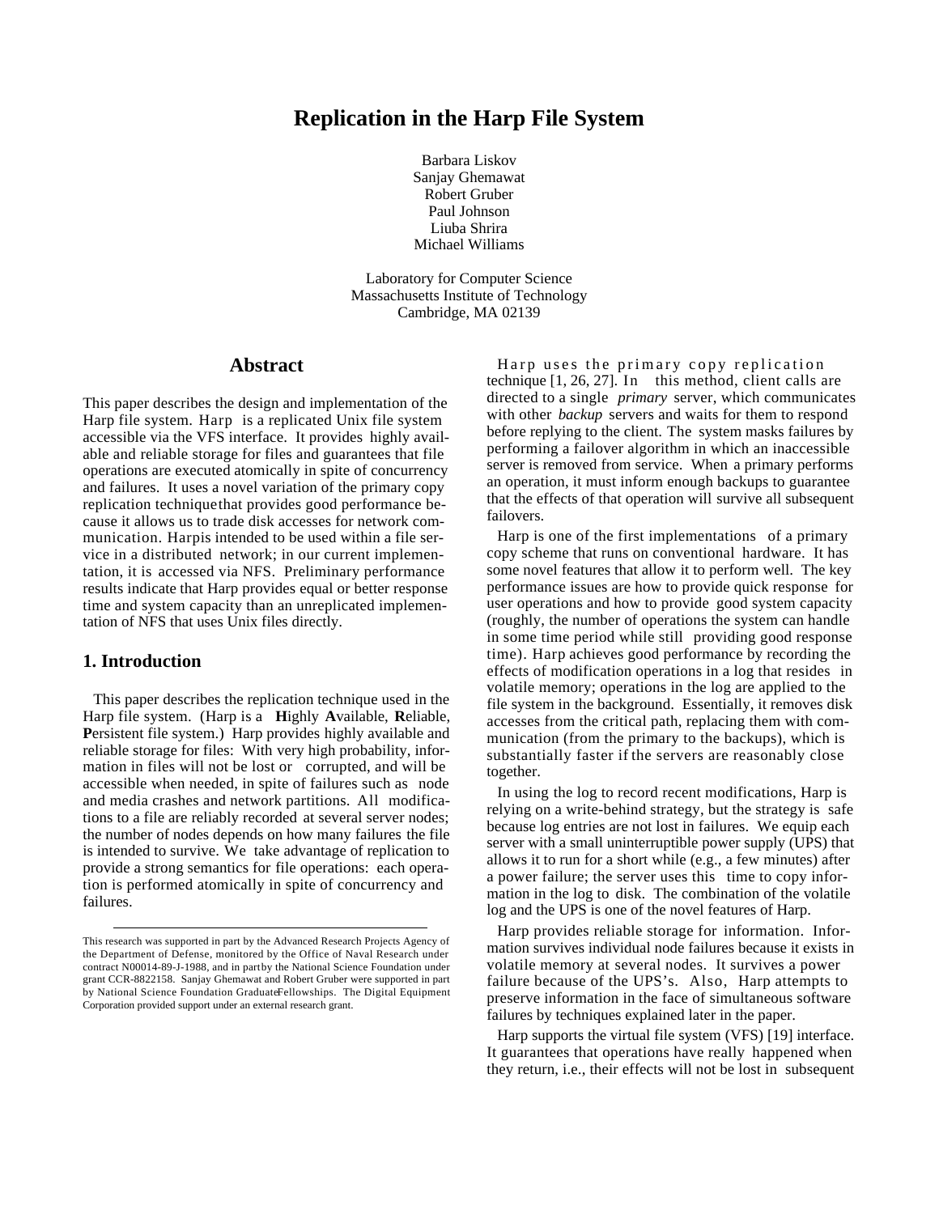# Replication in the Harp File System

Barbara Liskov
Sanjay Ghemawat
Robert Gruber
Paul Johnson
Liuba Shrira
Michael Williams

Laboratory for Computer Science
Massachusetts Institute of Technology
Cambridge, MA 02139

## Abstract

This paper describes the design and implementation of the Harp file system. Harp is a replicated Unix file system accessible via the VFS interface. It provides highly available and reliable storage for files and guarantees that file operations are executed atomically in spite of concurrency and failures. It uses a novel variation of the primary copy replication technique that provides good performance because it allows us to trade disk accesses for network communication. Harp is intended to be used within a file service in a distributed network; in our current implementation, it is accessed via NFS. Preliminary performance results indicate that Harp provides equal or better response time and system capacity than an unreplicated implementation of NFS that uses Unix files directly.

## 1. Introduction

This paper describes the replication technique used in the Harp file system. (Harp is a **H**ighly **A**vailable, **R**eliable, **P**ersistent file system.) Harp provides highly available and reliable storage for files: With very high probability, information in files will not be lost or corrupted, and will be accessible when needed, in spite of failures such as node and media crashes and network partitions. All modifications to a file are reliably recorded at several server nodes; the number of nodes depends on how many failures the file is intended to survive. We take advantage of replication to provide a strong semantics for file operations: each operation is performed atomically in spite of concurrency and failures.

This research was supported in part by the Advanced Research Projects Agency of the Department of Defense, monitored by the Office of Naval Research under contract N00014-89-J-1988, and in part by the National Science Foundation under grant CCR-8822158. Sanjay Ghemawat and Robert Gruber were supported in part by National Science Foundation Graduate Fellowships. The Digital Equipment Corporation provided support under an external research grant.

Harp uses the primary copy replication technique [1, 26, 27]. In this method, client calls are directed to a single *primary* server, which communicates with other *backup* servers and waits for them to respond before replying to the client. The system masks failures by performing a failover algorithm in which an inaccessible server is removed from service. When a primary performs an operation, it must inform enough backups to guarantee that the effects of that operation will survive all subsequent failovers.

Harp is one of the first implementations of a primary copy scheme that runs on conventional hardware. It has some novel features that allow it to perform well. The key performance issues are how to provide quick response for user operations and how to provide good system capacity (roughly, the number of operations the system can handle in some time period while still providing good response time). Harp achieves good performance by recording the effects of modification operations in a log that resides in volatile memory; operations in the log are applied to the file system in the background. Essentially, it removes disk accesses from the critical path, replacing them with communication (from the primary to the backups), which is substantially faster if the servers are reasonably close together.

In using the log to record recent modifications, Harp is relying on a write-behind strategy, but the strategy is safe because log entries are not lost in failures. We equip each server with a small uninterruptible power supply (UPS) that allows it to run for a short while (e.g., a few minutes) after a power failure; the server uses this time to copy information in the log to disk. The combination of the volatile log and the UPS is one of the novel features of Harp.

Harp provides reliable storage for information. Information survives individual node failures because it exists in volatile memory at several nodes. It survives a power failure because of the UPS's. Also, Harp attempts to preserve information in the face of simultaneous software failures by techniques explained later in the paper.

Harp supports the virtual file system (VFS) [19] interface. It guarantees that operations have really happened when they return, i.e., their effects will not be lost in subsequent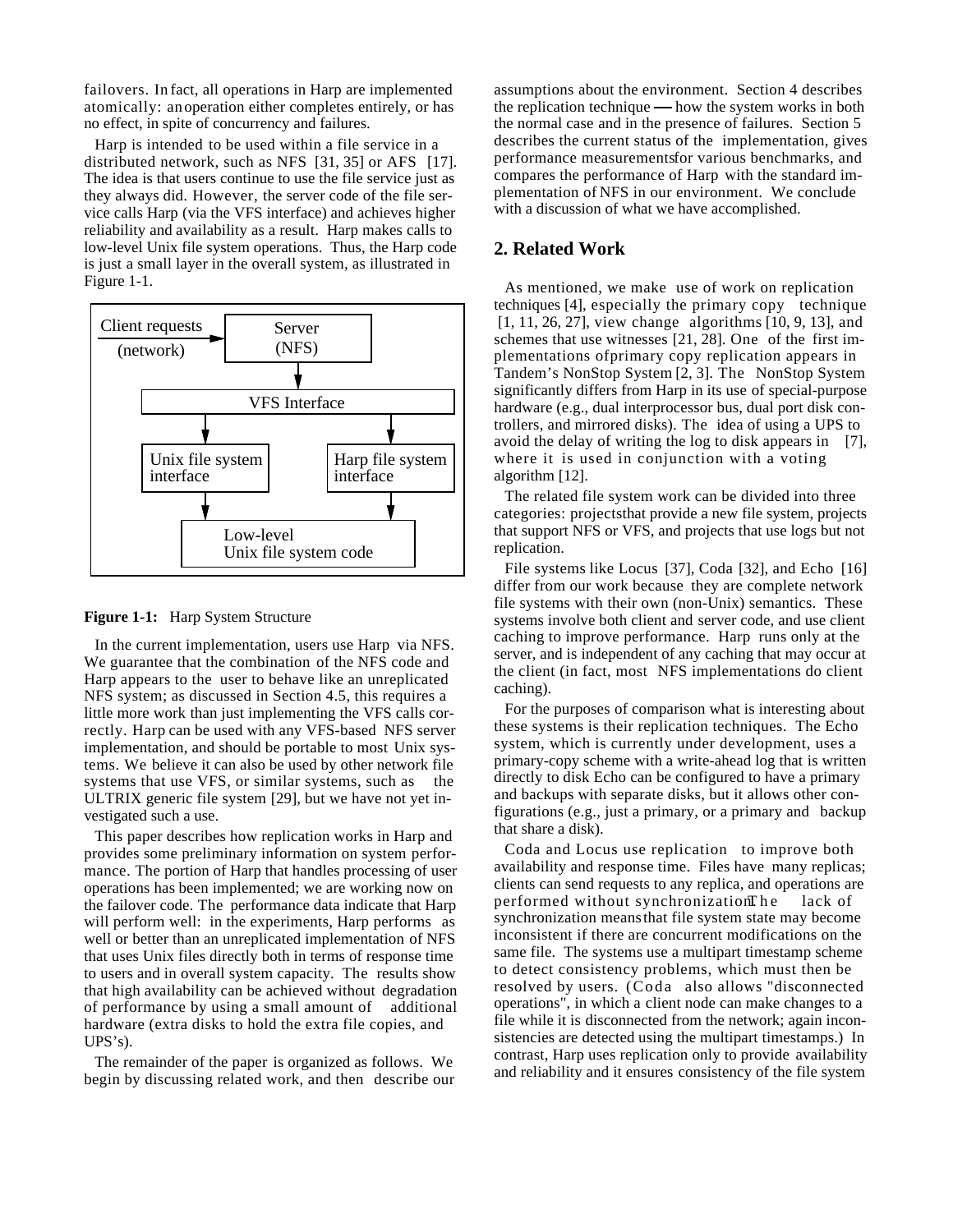failovers. In fact, all operations in Harp are implemented atomically: an operation either completes entirely, or has no effect, in spite of concurrency and failures.

Harp is intended to be used within a file service in a distributed network, such as NFS [31, 35] or AFS [17]. The idea is that users continue to use the file service just as they always did. However, the server code of the file service calls Harp (via the VFS interface) and achieves higher reliability and availability as a result. Harp makes calls to low-level Unix file system operations. Thus, the Harp code is just a small layer in the overall system, as illustrated in Figure 1-1.

Client requests (network) → Server (NFS) → VFS Interface → Unix file system interface / Harp file system interface → Low-level Unix file system code

**Figure 1-1:** Harp System Structure

In the current implementation, users use Harp via NFS. We guarantee that the combination of the NFS code and Harp appears to the user to behave like an unreplicated NFS system; as discussed in Section 4.5, this requires a little more work than just implementing the VFS calls correctly. Harp can be used with any VFS-based NFS server implementation, and should be portable to most Unix systems. We believe it can also be used by other network file systems that use VFS, or similar systems, such as the ULTRIX generic file system [29], but we have not yet investigated such a use.

This paper describes how replication works in Harp and provides some preliminary information on system performance. The portion of Harp that handles processing of user operations has been implemented; we are working now on the failover code. The performance data indicate that Harp will perform well: in the experiments, Harp performs as well or better than an unreplicated implementation of NFS that uses Unix files directly both in terms of response time to users and in overall system capacity. The results show that high availability can be achieved without degradation of performance by using a small amount of additional hardware (extra disks to hold the extra file copies, and UPS's).

The remainder of the paper is organized as follows. We begin by discussing related work, and then describe our assumptions about the environment. Section 4 describes the replication technique — how the system works in both the normal case and in the presence of failures. Section 5 describes the current status of the implementation, gives performance measurements for various benchmarks, and compares the performance of Harp with the standard implementation of NFS in our environment. We conclude with a discussion of what we have accomplished.

## 2. Related Work

As mentioned, we make use of work on replication techniques [4], especially the primary copy technique [1, 11, 26, 27], view change algorithms [10, 9, 13], and schemes that use witnesses [21, 28]. One of the first implementations of primary copy replication appears in Tandem's NonStop System [2, 3]. The NonStop System significantly differs from Harp in its use of special-purpose hardware (e.g., dual interprocessor bus, dual port disk controllers, and mirrored disks). The idea of using a UPS to avoid the delay of writing the log to disk appears in [7], where it is used in conjunction with a voting algorithm [12].

The related file system work can be divided into three categories: projects that provide a new file system, projects that support NFS or VFS, and projects that use logs but not replication.

File systems like Locus [37], Coda [32], and Echo [16] differ from our work because they are complete network file systems with their own (non-Unix) semantics. These systems involve both client and server code, and use client caching to improve performance. Harp runs only at the server, and is independent of any caching that may occur at the client (in fact, most NFS implementations do client caching).

For the purposes of comparison what is interesting about these systems is their replication techniques. The Echo system, which is currently under development, uses a primary-copy scheme with a write-ahead log that is written directly to disk Echo can be configured to have a primary and backups with separate disks, but it allows other configurations (e.g., just a primary, or a primary and backup that share a disk).

Coda and Locus use replication to improve both availability and response time. Files have many replicas; clients can send requests to any replica, and operations are performed without synchronization. The lack of synchronization means that file system state may become inconsistent if there are concurrent modifications on the same file. The systems use a multipart timestamp scheme to detect consistency problems, which must then be resolved by users. (Coda also allows "disconnected operations", in which a client node can make changes to a file while it is disconnected from the network; again inconsistencies are detected using the multipart timestamps.) In contrast, Harp uses replication only to provide availability and reliability and it ensures consistency of the file system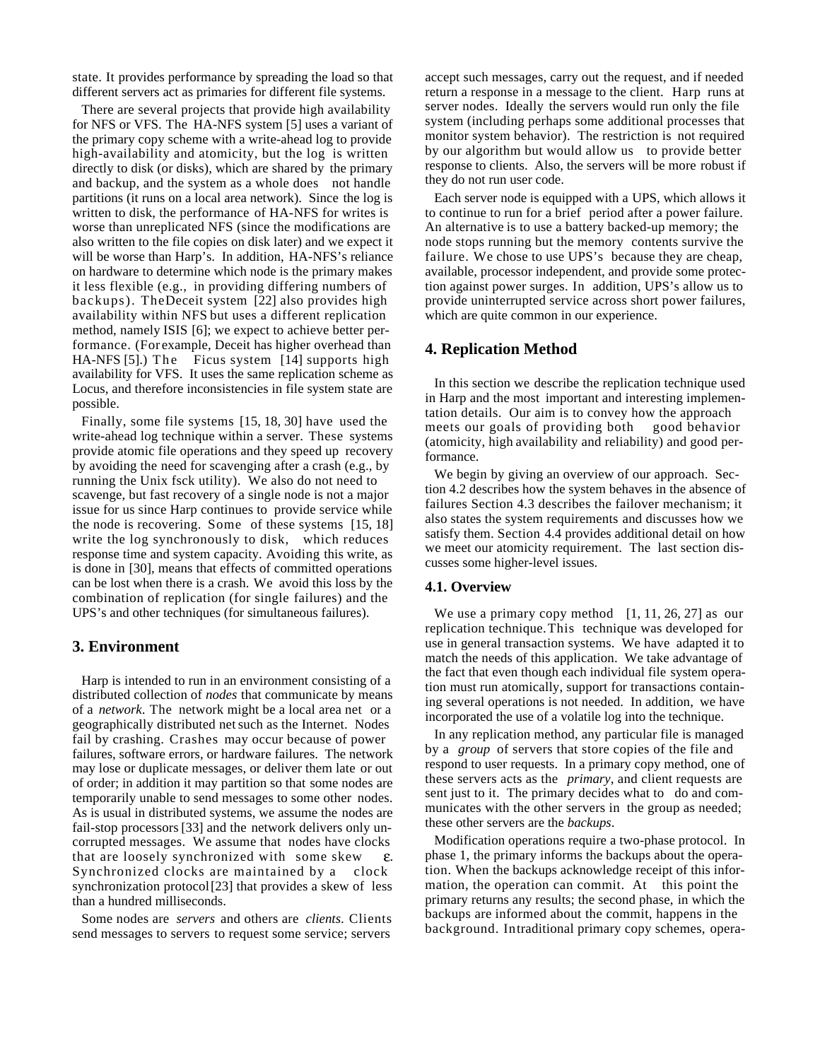state. It provides performance by spreading the load so that different servers act as primaries for different file systems.

There are several projects that provide high availability for NFS or VFS. The HA-NFS system [5] uses a variant of the primary copy scheme with a write-ahead log to provide high-availability and atomicity, but the log is written directly to disk (or disks), which are shared by the primary and backup, and the system as a whole does not handle partitions (it runs on a local area network). Since the log is written to disk, the performance of HA-NFS for writes is worse than unreplicated NFS (since the modifications are also written to the file copies on disk later) and we expect it will be worse than Harp's. In addition, HA-NFS's reliance on hardware to determine which node is the primary makes it less flexible (e.g., in providing differing numbers of backups). The Deceit system [22] also provides high availability within NFS but uses a different replication method, namely ISIS [6]; we expect to achieve better performance. (For example, Deceit has higher overhead than HA-NFS [5].) The Ficus system [14] supports high availability for VFS. It uses the same replication scheme as Locus, and therefore inconsistencies in file system state are possible.

Finally, some file systems [15, 18, 30] have used the write-ahead log technique within a server. These systems provide atomic file operations and they speed up recovery by avoiding the need for scavenging after a crash (e.g., by running the Unix fsck utility). We also do not need to scavenge, but fast recovery of a single node is not a major issue for us since Harp continues to provide service while the node is recovering. Some of these systems [15, 18] write the log synchronously to disk, which reduces response time and system capacity. Avoiding this write, as is done in [30], means that effects of committed operations can be lost when there is a crash. We avoid this loss by the combination of replication (for single failures) and the UPS's and other techniques (for simultaneous failures).

## 3. Environment

Harp is intended to run in an environment consisting of a distributed collection of *nodes* that communicate by means of a *network*. The network might be a local area net or a geographically distributed net such as the Internet. Nodes fail by crashing. Crashes may occur because of power failures, software errors, or hardware failures. The network may lose or duplicate messages, or deliver them late or out of order; in addition it may partition so that some nodes are temporarily unable to send messages to some other nodes. As is usual in distributed systems, we assume the nodes are fail-stop processors [33] and the network delivers only uncorrupted messages. We assume that nodes have clocks that are loosely synchronized with some skew $\varepsilon$. Synchronized clocks are maintained by a clock synchronization protocol [23] that provides a skew of less than a hundred milliseconds.

Some nodes are *servers* and others are *clients*. Clients send messages to servers to request some service; servers accept such messages, carry out the request, and if needed return a response in a message to the client. Harp runs at server nodes. Ideally the servers would run only the file system (including perhaps some additional processes that monitor system behavior). The restriction is not required by our algorithm but would allow us to provide better response to clients. Also, the servers will be more robust if they do not run user code.

Each server node is equipped with a UPS, which allows it to continue to run for a brief period after a power failure. An alternative is to use a battery backed-up memory; the node stops running but the memory contents survive the failure. We chose to use UPS's because they are cheap, available, processor independent, and provide some protection against power surges. In addition, UPS's allow us to provide uninterrupted service across short power failures, which are quite common in our experience.

## 4. Replication Method

In this section we describe the replication technique used in Harp and the most important and interesting implementation details. Our aim is to convey how the approach meets our goals of providing both good behavior (atomicity, high availability and reliability) and good performance.

We begin by giving an overview of our approach. Section 4.2 describes how the system behaves in the absence of failures Section 4.3 describes the failover mechanism; it also states the system requirements and discusses how we satisfy them. Section 4.4 provides additional detail on how we meet our atomicity requirement. The last section discusses some higher-level issues.

### 4.1. Overview

We use a primary copy method [1, 11, 26, 27] as our replication technique. This technique was developed for use in general transaction systems. We have adapted it to match the needs of this application. We take advantage of the fact that even though each individual file system operation must run atomically, support for transactions containing several operations is not needed. In addition, we have incorporated the use of a volatile log into the technique.

In any replication method, any particular file is managed by a *group* of servers that store copies of the file and respond to user requests. In a primary copy method, one of these servers acts as the *primary*, and client requests are sent just to it. The primary decides what to do and communicates with the other servers in the group as needed; these other servers are the *backups*.

Modification operations require a two-phase protocol. In phase 1, the primary informs the backups about the operation. When the backups acknowledge receipt of this information, the operation can commit. At this point the primary returns any results; the second phase, in which the backups are informed about the commit, happens in the background. In traditional primary copy schemes, opera-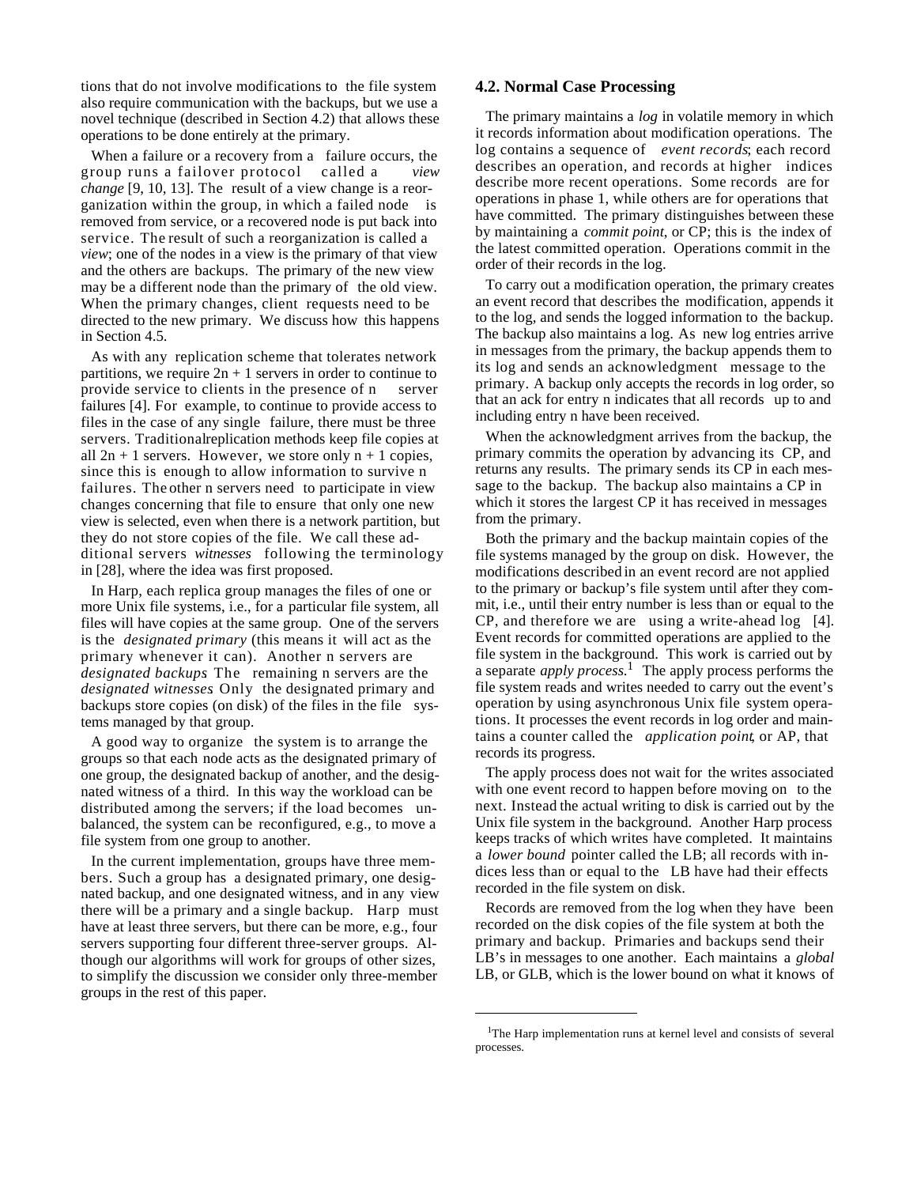tions that do not involve modifications to the file system also require communication with the backups, but we use a novel technique (described in Section 4.2) that allows these operations to be done entirely at the primary.

When a failure or a recovery from a failure occurs, the group runs a failover protocol called a *view change* [9, 10, 13]. The result of a view change is a reorganization within the group, in which a failed node is removed from service, or a recovered node is put back into service. The result of such a reorganization is called a *view*; one of the nodes in a view is the primary of that view and the others are backups. The primary of the new view may be a different node than the primary of the old view. When the primary changes, client requests need to be directed to the new primary. We discuss how this happens in Section 4.5.

As with any replication scheme that tolerates network partitions, we require $2n + 1$ servers in order to continue to provide service to clients in the presence of n server failures [4]. For example, to continue to provide access to files in the case of any single failure, there must be three servers. Traditionalreplication methods keep file copies at all $2n + 1$ servers. However, we store only $n + 1$ copies, since this is enough to allow information to survive n failures. The other n servers need to participate in view changes concerning that file to ensure that only one new view is selected, even when there is a network partition, but they do not store copies of the file. We call these additional servers *witnesses* following the terminology in [28], where the idea was first proposed.

In Harp, each replica group manages the files of one or more Unix file systems, i.e., for a particular file system, all files will have copies at the same group. One of the servers is the *designated primary* (this means it will act as the primary whenever it can). Another n servers are *designated backups* The remaining n servers are the *designated witnesses* Only the designated primary and backups store copies (on disk) of the files in the file systems managed by that group.

A good way to organize the system is to arrange the groups so that each node acts as the designated primary of one group, the designated backup of another, and the designated witness of a third. In this way the workload can be distributed among the servers; if the load becomes unbalanced, the system can be reconfigured, e.g., to move a file system from one group to another.

In the current implementation, groups have three members. Such a group has a designated primary, one designated backup, and one designated witness, and in any view there will be a primary and a single backup. Harp must have at least three servers, but there can be more, e.g., four servers supporting four different three-server groups. Although our algorithms will work for groups of other sizes, to simplify the discussion we consider only three-member groups in the rest of this paper.

## 4.2. Normal Case Processing

The primary maintains a *log* in volatile memory in which it records information about modification operations. The log contains a sequence of *event records*; each record describes an operation, and records at higher indices describe more recent operations. Some records are for operations in phase 1, while others are for operations that have committed. The primary distinguishes between these by maintaining a *commit point*, or CP; this is the index of the latest committed operation. Operations commit in the order of their records in the log.

To carry out a modification operation, the primary creates an event record that describes the modification, appends it to the log, and sends the logged information to the backup. The backup also maintains a log. As new log entries arrive in messages from the primary, the backup appends them to its log and sends an acknowledgment message to the primary. A backup only accepts the records in log order, so that an ack for entry n indicates that all records up to and including entry n have been received.

When the acknowledgment arrives from the backup, the primary commits the operation by advancing its CP, and returns any results. The primary sends its CP in each message to the backup. The backup also maintains a CP in which it stores the largest CP it has received in messages from the primary.

Both the primary and the backup maintain copies of the file systems managed by the group on disk. However, the modifications described in an event record are not applied to the primary or backup's file system until after they commit, i.e., until their entry number is less than or equal to the CP, and therefore we are using a write-ahead log [4]. Event records for committed operations are applied to the file system in the background. This work is carried out by a separate *apply process*.[1] The apply process performs the file system reads and writes needed to carry out the event's operation by using asynchronous Unix file system operations. It processes the event records in log order and maintains a counter called the *application point*, or AP, that records its progress.

The apply process does not wait for the writes associated with one event record to happen before moving on to the next. Instead the actual writing to disk is carried out by the Unix file system in the background. Another Harp process keeps tracks of which writes have completed. It maintains a *lower bound* pointer called the LB; all records with indices less than or equal to the LB have had their effects recorded in the file system on disk.

Records are removed from the log when they have been recorded on the disk copies of the file system at both the primary and backup. Primaries and backups send their LB's in messages to one another. Each maintains a *global* LB, or GLB, which is the lower bound on what it knows of

[1] The Harp implementation runs at kernel level and consists of several processes.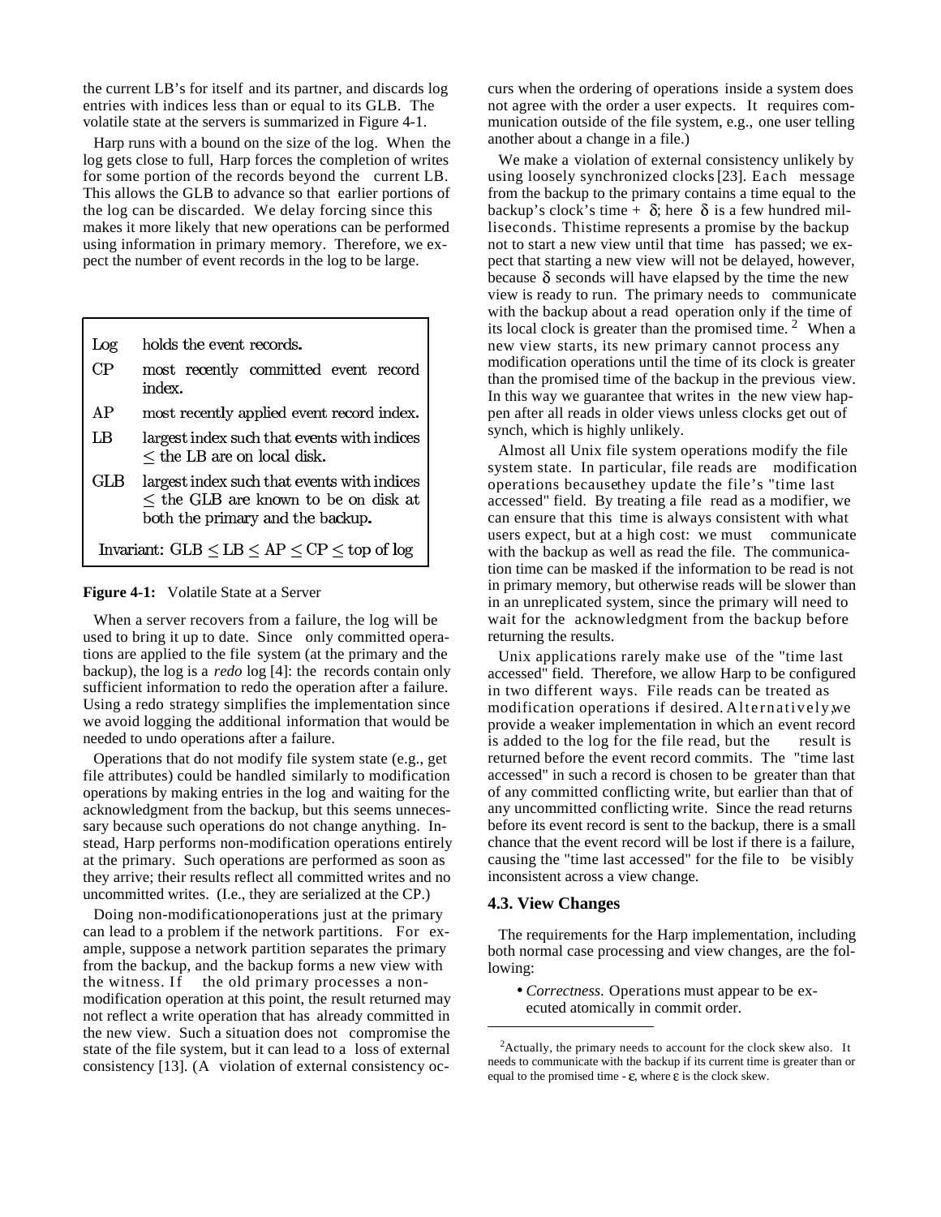the current LB's for itself and its partner, and discards log entries with indices less than or equal to its GLB. The volatile state at the servers is summarized in Figure 4-1.

Harp runs with a bound on the size of the log. When the log gets close to full, Harp forces the completion of writes for some portion of the records beyond the current LB. This allows the GLB to advance so that earlier portions of the log can be discarded. We delay forcing since this makes it more likely that new operations can be performed using information in primary memory. Therefore, we expect the number of event records in the log to be large.

| | |
|---|---|
| Log | holds the event records. |
| CP | most recently committed event record index. |
| AP | most recently applied event record index. |
| LB | largest index such that events with indices $\leq$ the LB are on local disk. |
| GLB | largest index such that events with indices $\leq$ the GLB are known to be on disk at both the primary and the backup. |
| Invariant: GLB $\leq$ LB $\leq$ AP $\leq$ CP $\leq$ top of log | |

**Figure 4-1:** Volatile State at a Server

When a server recovers from a failure, the log will be used to bring it up to date. Since only committed operations are applied to the file system (at the primary and the backup), the log is a *redo* log [4]: the records contain only sufficient information to redo the operation after a failure. Using a redo strategy simplifies the implementation since we avoid logging the additional information that would be needed to undo operations after a failure.

Operations that do not modify file system state (e.g., get file attributes) could be handled similarly to modification operations by making entries in the log and waiting for the acknowledgment from the backup, but this seems unnecessary because such operations do not change anything. Instead, Harp performs non-modification operations entirely at the primary. Such operations are performed as soon as they arrive; their results reflect all committed writes and no uncommitted writes. (I.e., they are serialized at the CP.)

Doing non-modification operations just at the primary can lead to a problem if the network partitions. For example, suppose a network partition separates the primary from the backup, and the backup forms a new view with the witness. If the old primary processes a non-modification operation at this point, the result returned may not reflect a write operation that has already committed in the new view. Such a situation does not compromise the state of the file system, but it can lead to a loss of external consistency [13]. (A violation of external consistency occurs when the ordering of operations inside a system does not agree with the order a user expects. It requires communication outside of the file system, e.g., one user telling another about a change in a file.)

We make a violation of external consistency unlikely by using loosely synchronized clocks [23]. Each message from the backup to the primary contains a time equal to the backup's clock's time + $\delta$; here $\delta$ is a few hundred milliseconds. This time represents a promise by the backup not to start a new view until that time has passed; we expect that starting a new view will not be delayed, however, because $\delta$ seconds will have elapsed by the time the new view is ready to run. The primary needs to communicate with the backup about a read operation only if the time of its local clock is greater than the promised time. [2] When a new view starts, its new primary cannot process any modification operations until the time of its clock is greater than the promised time of the backup in the previous view. In this way we guarantee that writes in the new view happen after all reads in older views unless clocks get out of synch, which is highly unlikely.

Almost all Unix file system operations modify the file system state. In particular, file reads are modification operations because they update the file's "time last accessed" field. By treating a file read as a modifier, we can ensure that this time is always consistent with what users expect, but at a high cost: we must communicate with the backup as well as read the file. The communication time can be masked if the information to be read is not in primary memory, but otherwise reads will be slower than in an unreplicated system, since the primary will need to wait for the acknowledgment from the backup before returning the results.

Unix applications rarely make use of the "time last accessed" field. Therefore, we allow Harp to be configured in two different ways. File reads can be treated as modification operations if desired. Alternatively, we provide a weaker implementation in which an event record is added to the log for the file read, but the result is returned before the event record commits. The "time last accessed" in such a record is chosen to be greater than that of any committed conflicting write, but earlier than that of any uncommitted conflicting write. Since the read returns before its event record is sent to the backup, there is a small chance that the event record will be lost if there is a failure, causing the "time last accessed" for the file to be visibly inconsistent across a view change.

### 4.3. View Changes

The requirements for the Harp implementation, including both normal case processing and view changes, are the following:

- *Correctness.* Operations must appear to be executed atomically in commit order.

---

[2] Actually, the primary needs to account for the clock skew also. It needs to communicate with the backup if its current time is greater than or equal to the promised time - $\varepsilon$, where $\varepsilon$ is the clock skew.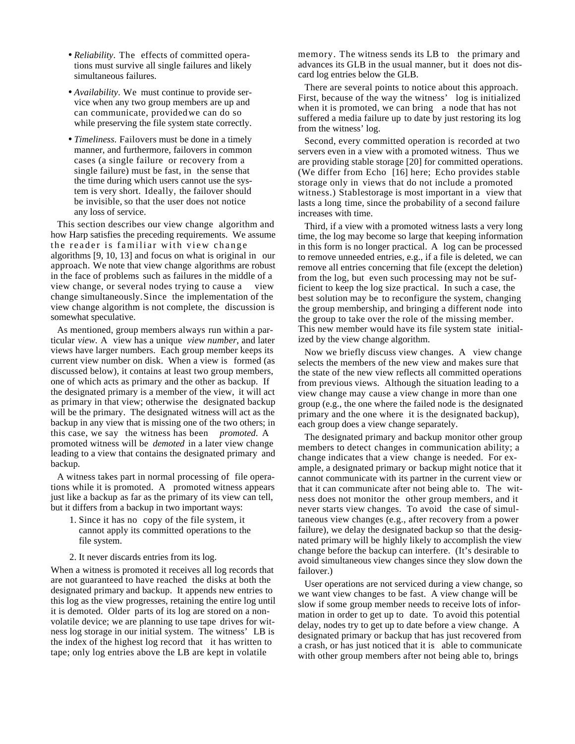- *Reliability*. The effects of committed operations must survive all single failures and likely simultaneous failures.

- *Availability*. We must continue to provide service when any two group members are up and can communicate, provided we can do so while preserving the file system state correctly.

- *Timeliness*. Failovers must be done in a timely manner, and furthermore, failovers in common cases (a single failure or recovery from a single failure) must be fast, in the sense that the time during which users cannot use the system is very short. Ideally, the failover should be invisible, so that the user does not notice any loss of service.

This section describes our view change algorithm and how Harp satisfies the preceding requirements. We assume the reader is familiar with view change algorithms [9, 10, 13] and focus on what is original in our approach. We note that view change algorithms are robust in the face of problems such as failures in the middle of a view change, or several nodes trying to cause a view change simultaneously. Since the implementation of the view change algorithm is not complete, the discussion is somewhat speculative.

As mentioned, group members always run within a particular *view*. A view has a unique *view number*, and later views have larger numbers. Each group member keeps its current view number on disk. When a view is formed (as discussed below), it contains at least two group members, one of which acts as primary and the other as backup. If the designated primary is a member of the view, it will act as primary in that view; otherwise the designated backup will be the primary. The designated witness will act as the backup in any view that is missing one of the two others; in this case, we say the witness has been *promoted*. A promoted witness will be *demoted* in a later view change leading to a view that contains the designated primary and backup.

A witness takes part in normal processing of file operations while it is promoted. A promoted witness appears just like a backup as far as the primary of its view can tell, but it differs from a backup in two important ways:

1. Since it has no copy of the file system, it cannot apply its committed operations to the file system.

2. It never discards entries from its log.

When a witness is promoted it receives all log records that are not guaranteed to have reached the disks at both the designated primary and backup. It appends new entries to this log as the view progresses, retaining the entire log until it is demoted. Older parts of its log are stored on a non-volatile device; we are planning to use tape drives for witness log storage in our initial system. The witness' LB is the index of the highest log record that it has written to tape; only log entries above the LB are kept in volatile memory. The witness sends its LB to the primary and advances its GLB in the usual manner, but it does not discard log entries below the GLB.

There are several points to notice about this approach. First, because of the way the witness' log is initialized when it is promoted, we can bring a node that has not suffered a media failure up to date by just restoring its log from the witness' log.

Second, every committed operation is recorded at two servers even in a view with a promoted witness. Thus we are providing stable storage [20] for committed operations. (We differ from Echo [16] here; Echo provides stable storage only in views that do not include a promoted witness.) Stable storage is most important in a view that lasts a long time, since the probability of a second failure increases with time.

Third, if a view with a promoted witness lasts a very long time, the log may become so large that keeping information in this form is no longer practical. A log can be processed to remove unneeded entries, e.g., if a file is deleted, we can remove all entries concerning that file (except the deletion) from the log, but even such processing may not be sufficient to keep the log size practical. In such a case, the best solution may be to reconfigure the system, changing the group membership, and bringing a different node into the group to take over the role of the missing member. This new member would have its file system state initialized by the view change algorithm.

Now we briefly discuss view changes. A view change selects the members of the new view and makes sure that the state of the new view reflects all committed operations from previous views. Although the situation leading to a view change may cause a view change in more than one group (e.g., the one where the failed node is the designated primary and the one where it is the designated backup), each group does a view change separately.

The designated primary and backup monitor other group members to detect changes in communication ability; a change indicates that a view change is needed. For example, a designated primary or backup might notice that it cannot communicate with its partner in the current view or that it can communicate after not being able to. The witness does not monitor the other group members, and it never starts view changes. To avoid the case of simultaneous view changes (e.g., after recovery from a power failure), we delay the designated backup so that the designated primary will be highly likely to accomplish the view change before the backup can interfere. (It's desirable to avoid simultaneous view changes since they slow down the failover.)

User operations are not serviced during a view change, so we want view changes to be fast. A view change will be slow if some group member needs to receive lots of information in order to get up to date. To avoid this potential delay, nodes try to get up to date before a view change. A designated primary or backup that has just recovered from a crash, or has just noticed that it is able to communicate with other group members after not being able to, brings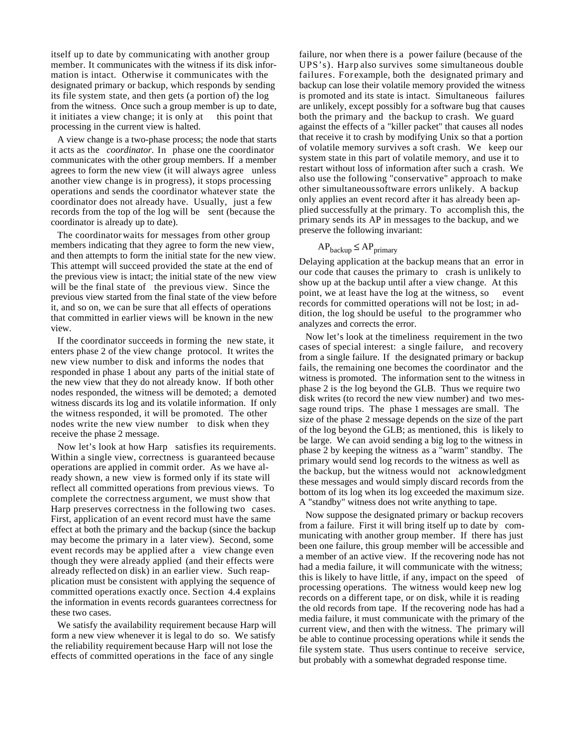itself up to date by communicating with another group member. It communicates with the witness if its disk information is intact. Otherwise it communicates with the designated primary or backup, which responds by sending its file system state, and then gets (a portion of) the log from the witness. Once such a group member is up to date, it initiates a view change; it is only at this point that processing in the current view is halted.

A view change is a two-phase process; the node that starts it acts as the *coordinator*. In phase one the coordinator communicates with the other group members. If a member agrees to form the new view (it will always agree unless another view change is in progress), it stops processing operations and sends the coordinator whatever state the coordinator does not already have. Usually, just a few records from the top of the log will be sent (because the coordinator is already up to date).

The coordinator waits for messages from other group members indicating that they agree to form the new view, and then attempts to form the initial state for the new view. This attempt will succeed provided the state at the end of the previous view is intact; the initial state of the new view will be the final state of the previous view. Since the previous view started from the final state of the view before it, and so on, we can be sure that all effects of operations that committed in earlier views will be known in the new view.

If the coordinator succeeds in forming the new state, it enters phase 2 of the view change protocol. It writes the new view number to disk and informs the nodes that responded in phase 1 about any parts of the initial state of the new view that they do not already know. If both other nodes responded, the witness will be demoted; a demoted witness discards its log and its volatile information. If only the witness responded, it will be promoted. The other nodes write the new view number to disk when they receive the phase 2 message.

Now let's look at how Harp satisfies its requirements. Within a single view, correctness is guaranteed because operations are applied in commit order. As we have already shown, a new view is formed only if its state will reflect all committed operations from previous views. To complete the correctness argument, we must show that Harp preserves correctness in the following two cases. First, application of an event record must have the same effect at both the primary and the backup (since the backup may become the primary in a later view). Second, some event records may be applied after a view change even though they were already applied (and their effects were already reflected on disk) in an earlier view. Such reapplication must be consistent with applying the sequence of committed operations exactly once. Section 4.4 explains the information in events records guarantees correctness for these two cases.

We satisfy the availability requirement because Harp will form a new view whenever it is legal to do so. We satisfy the reliability requirement because Harp will not lose the effects of committed operations in the face of any single failure, nor when there is a power failure (because of the UPS's). Harp also survives some simultaneous double failures. For example, both the designated primary and backup can lose their volatile memory provided the witness is promoted and its state is intact. Simultaneous failures are unlikely, except possibly for a software bug that causes both the primary and the backup to crash. We guard against the effects of a "killer packet" that causes all nodes that receive it to crash by modifying Unix so that a portion of volatile memory survives a soft crash. We keep our system state in this part of volatile memory, and use it to restart without loss of information after such a crash. We also use the following "conservative" approach to make other simultaneous software errors unlikely. A backup only applies an event record after it has already been applied successfully at the primary. To accomplish this, the primary sends its AP in messages to the backup, and we preserve the following invariant:

$$AP_{backup} \leq AP_{primary}$$

Delaying application at the backup means that an error in our code that causes the primary to crash is unlikely to show up at the backup until after a view change. At this point, we at least have the log at the witness, so event records for committed operations will not be lost; in addition, the log should be useful to the programmer who analyzes and corrects the error.

Now let's look at the timeliness requirement in the two cases of special interest: a single failure, and recovery from a single failure. If the designated primary or backup fails, the remaining one becomes the coordinator and the witness is promoted. The information sent to the witness in phase 2 is the log beyond the GLB. Thus we require two disk writes (to record the new view number) and two message round trips. The phase 1 messages are small. The size of the phase 2 message depends on the size of the part of the log beyond the GLB; as mentioned, this is likely to be large. We can avoid sending a big log to the witness in phase 2 by keeping the witness as a "warm" standby. The primary would send log records to the witness as well as the backup, but the witness would not acknowledgment these messages and would simply discard records from the bottom of its log when its log exceeded the maximum size. A "standby" witness does not write anything to tape.

Now suppose the designated primary or backup recovers from a failure. First it will bring itself up to date by communicating with another group member. If there has just been one failure, this group member will be accessible and a member of an active view. If the recovering node has not had a media failure, it will communicate with the witness; this is likely to have little, if any, impact on the speed of processing operations. The witness would keep new log records on a different tape, or on disk, while it is reading the old records from tape. If the recovering node has had a media failure, it must communicate with the primary of the current view, and then with the witness. The primary will be able to continue processing operations while it sends the file system state. Thus users continue to receive service, but probably with a somewhat degraded response time.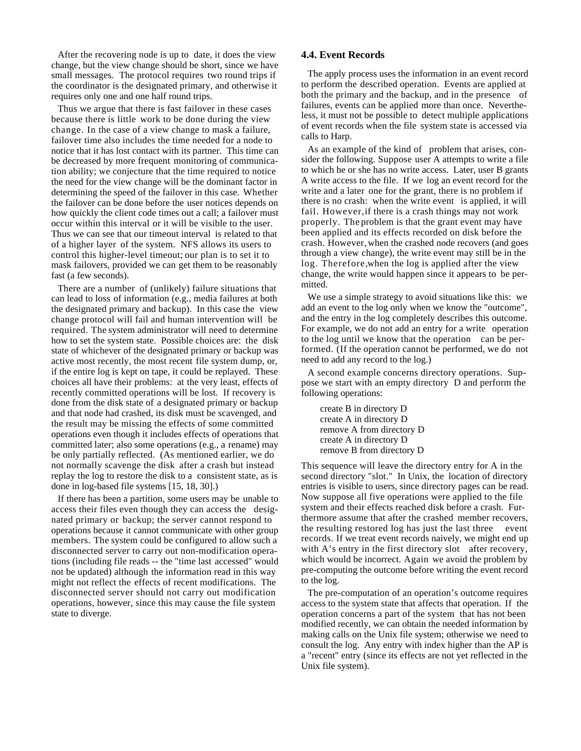After the recovering node is up to date, it does the view change, but the view change should be short, since we have small messages. The protocol requires two round trips if the coordinator is the designated primary, and otherwise it requires only one and one half round trips.

Thus we argue that there is fast failover in these cases because there is little work to be done during the view change. In the case of a view change to mask a failure, failover time also includes the time needed for a node to notice that it has lost contact with its partner. This time can be decreased by more frequent monitoring of communication ability; we conjecture that the time required to notice the need for the view change will be the dominant factor in determining the speed of the failover in this case. Whether the failover can be done before the user notices depends on how quickly the client code times out a call; a failover must occur within this interval or it will be visible to the user. Thus we can see that our timeout interval is related to that of a higher layer of the system. NFS allows its users to control this higher-level timeout; our plan is to set it to mask failovers, provided we can get them to be reasonably fast (a few seconds).

There are a number of (unlikely) failure situations that can lead to loss of information (e.g., media failures at both the designated primary and backup). In this case the view change protocol will fail and human intervention will be required. The system administrator will need to determine how to set the system state. Possible choices are: the disk state of whichever of the designated primary or backup was active most recently, the most recent file system dump, or, if the entire log is kept on tape, it could be replayed. These choices all have their problems: at the very least, effects of recently committed operations will be lost. If recovery is done from the disk state of a designated primary or backup and that node had crashed, its disk must be scavenged, and the result may be missing the effects of some committed operations even though it includes effects of operations that committed later; also some operations (e.g., a rename) may be only partially reflected. (As mentioned earlier, we do not normally scavenge the disk after a crash but instead replay the log to restore the disk to a consistent state, as is done in log-based file systems [15, 18, 30].)

If there has been a partition, some users may be unable to access their files even though they can access the designated primary or backup; the server cannot respond to operations because it cannot communicate with other group members. The system could be configured to allow such a disconnected server to carry out non-modification operations (including file reads -- the "time last accessed" would not be updated) although the information read in this way might not reflect the effects of recent modifications. The disconnected server should not carry out modification operations, however, since this may cause the file system state to diverge.

### 4.4. Event Records

The apply process uses the information in an event record to perform the described operation. Events are applied at both the primary and the backup, and in the presence of failures, events can be applied more than once. Nevertheless, it must not be possible to detect multiple applications of event records when the file system state is accessed via calls to Harp.

As an example of the kind of problem that arises, consider the following. Suppose user A attempts to write a file to which he or she has no write access. Later, user B grants A write access to the file. If we log an event record for the write and a later one for the grant, there is no problem if there is no crash: when the write event is applied, it will fail. However, if there is a crash things may not work properly. The problem is that the grant event may have been applied and its effects recorded on disk before the crash. However, when the crashed node recovers (and goes through a view change), the write event may still be in the log. Therefore, when the log is applied after the view change, the write would happen since it appears to be permitted.

We use a simple strategy to avoid situations like this: we add an event to the log only when we know the "outcome", and the entry in the log completely describes this outcome. For example, we do not add an entry for a write operation to the log until we know that the operation can be performed. (If the operation cannot be performed, we do not need to add any record to the log.)

A second example concerns directory operations. Suppose we start with an empty directory D and perform the following operations:

create B in directory D
create A in directory D
remove A from directory D
create A in directory D
remove B from directory D

This sequence will leave the directory entry for A in the second directory "slot." In Unix, the location of directory entries is visible to users, since directory pages can be read. Now suppose all five operations were applied to the file system and their effects reached disk before a crash. Furthermore assume that after the crashed member recovers, the resulting restored log has just the last three event records. If we treat event records naively, we might end up with A's entry in the first directory slot after recovery, which would be incorrect. Again we avoid the problem by pre-computing the outcome before writing the event record to the log.

The pre-computation of an operation's outcome requires access to the system state that affects that operation. If the operation concerns a part of the system that has not been modified recently, we can obtain the needed information by making calls on the Unix file system; otherwise we need to consult the log. Any entry with index higher than the AP is a "recent" entry (since its effects are not yet reflected in the Unix file system).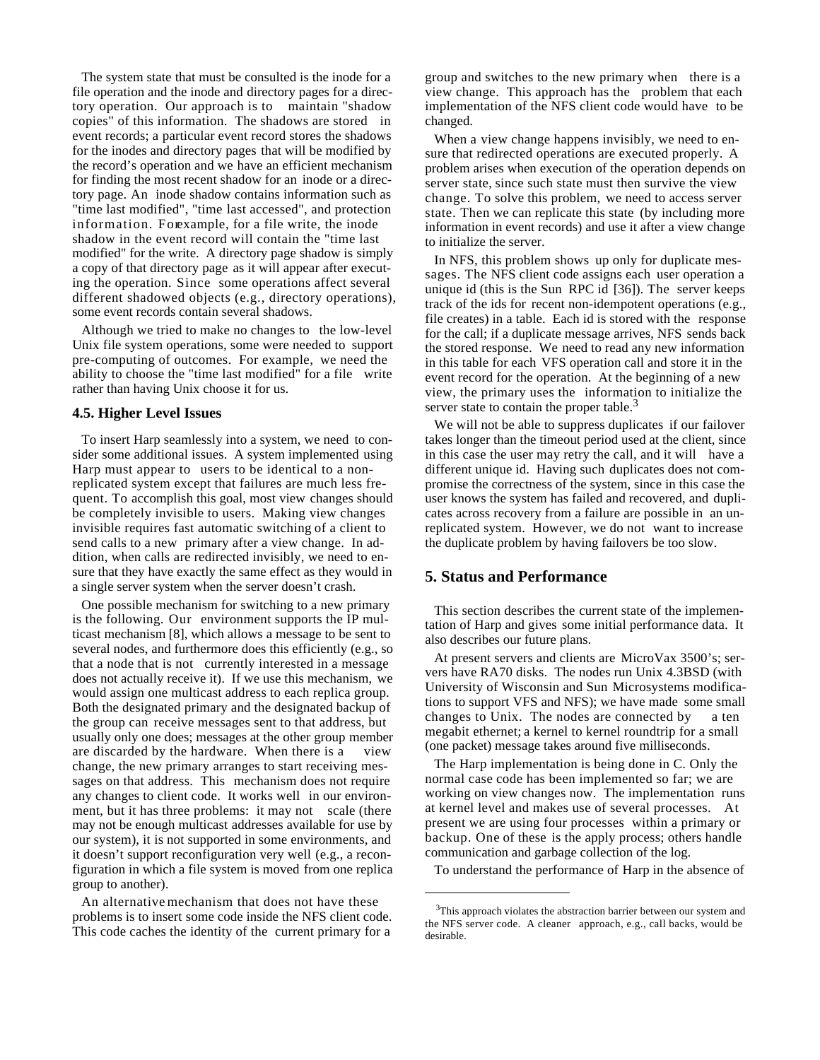The system state that must be consulted is the inode for a file operation and the inode and directory pages for a directory operation. Our approach is to maintain "shadow copies" of this information. The shadows are stored in event records; a particular event record stores the shadows for the inodes and directory pages that will be modified by the record's operation and we have an efficient mechanism for finding the most recent shadow for an inode or a directory page. An inode shadow contains information such as "time last modified", "time last accessed", and protection information. For example, for a file write, the inode shadow in the event record will contain the "time last modified" for the write. A directory page shadow is simply a copy of that directory page as it will appear after executing the operation. Since some operations affect several different shadowed objects (e.g., directory operations), some event records contain several shadows.

Although we tried to make no changes to the low-level Unix file system operations, some were needed to support pre-computing of outcomes. For example, we need the ability to choose the "time last modified" for a file write rather than having Unix choose it for us.

### 4.5. Higher Level Issues

To insert Harp seamlessly into a system, we need to consider some additional issues. A system implemented using Harp must appear to users to be identical to a non-replicated system except that failures are much less frequent. To accomplish this goal, most view changes should be completely invisible to users. Making view changes invisible requires fast automatic switching of a client to send calls to a new primary after a view change. In addition, when calls are redirected invisibly, we need to ensure that they have exactly the same effect as they would in a single server system when the server doesn't crash.

One possible mechanism for switching to a new primary is the following. Our environment supports the IP multicast mechanism [8], which allows a message to be sent to several nodes, and furthermore does this efficiently (e.g., so that a node that is not currently interested in a message does not actually receive it). If we use this mechanism, we would assign one multicast address to each replica group. Both the designated primary and the designated backup of the group can receive messages sent to that address, but usually only one does; messages at the other group member are discarded by the hardware. When there is a view change, the new primary arranges to start receiving messages on that address. This mechanism does not require any changes to client code. It works well in our environment, but it has three problems: it may not scale (there may not be enough multicast addresses available for use by our system), it is not supported in some environments, and it doesn't support reconfiguration very well (e.g., a reconfiguration in which a file system is moved from one replica group to another).

An alternative mechanism that does not have these problems is to insert some code inside the NFS client code. This code caches the identity of the current primary for a group and switches to the new primary when there is a view change. This approach has the problem that each implementation of the NFS client code would have to be changed.

When a view change happens invisibly, we need to ensure that redirected operations are executed properly. A problem arises when execution of the operation depends on server state, since such state must then survive the view change. To solve this problem, we need to access server state. Then we can replicate this state (by including more information in event records) and use it after a view change to initialize the server.

In NFS, this problem shows up only for duplicate messages. The NFS client code assigns each user operation a unique id (this is the Sun RPC id [36]). The server keeps track of the ids for recent non-idempotent operations (e.g., file creates) in a table. Each id is stored with the response for the call; if a duplicate message arrives, NFS sends back the stored response. We need to read any new information in this table for each VFS operation call and store it in the event record for the operation. At the beginning of a new view, the primary uses the information to initialize the server state to contain the proper table.[3]

We will not be able to suppress duplicates if our failover takes longer than the timeout period used at the client, since in this case the user may retry the call, and it will have a different unique id. Having such duplicates does not compromise the correctness of the system, since in this case the user knows the system has failed and recovered, and duplicates across recovery from a failure are possible in an unreplicated system. However, we do not want to increase the duplicate problem by having failovers be too slow.

## 5. Status and Performance

This section describes the current state of the implementation of Harp and gives some initial performance data. It also describes our future plans.

At present servers and clients are MicroVax 3500's; servers have RA70 disks. The nodes run Unix 4.3BSD (with University of Wisconsin and Sun Microsystems modifications to support VFS and NFS); we have made some small changes to Unix. The nodes are connected by a ten megabit ethernet; a kernel to kernel roundtrip for a small (one packet) message takes around five milliseconds.

The Harp implementation is being done in C. Only the normal case code has been implemented so far; we are working on view changes now. The implementation runs at kernel level and makes use of several processes. At present we are using four processes within a primary or backup. One of these is the apply process; others handle communication and garbage collection of the log.

To understand the performance of Harp in the absence of

[3] This approach violates the abstraction barrier between our system and the NFS server code. A cleaner approach, e.g., call backs, would be desirable.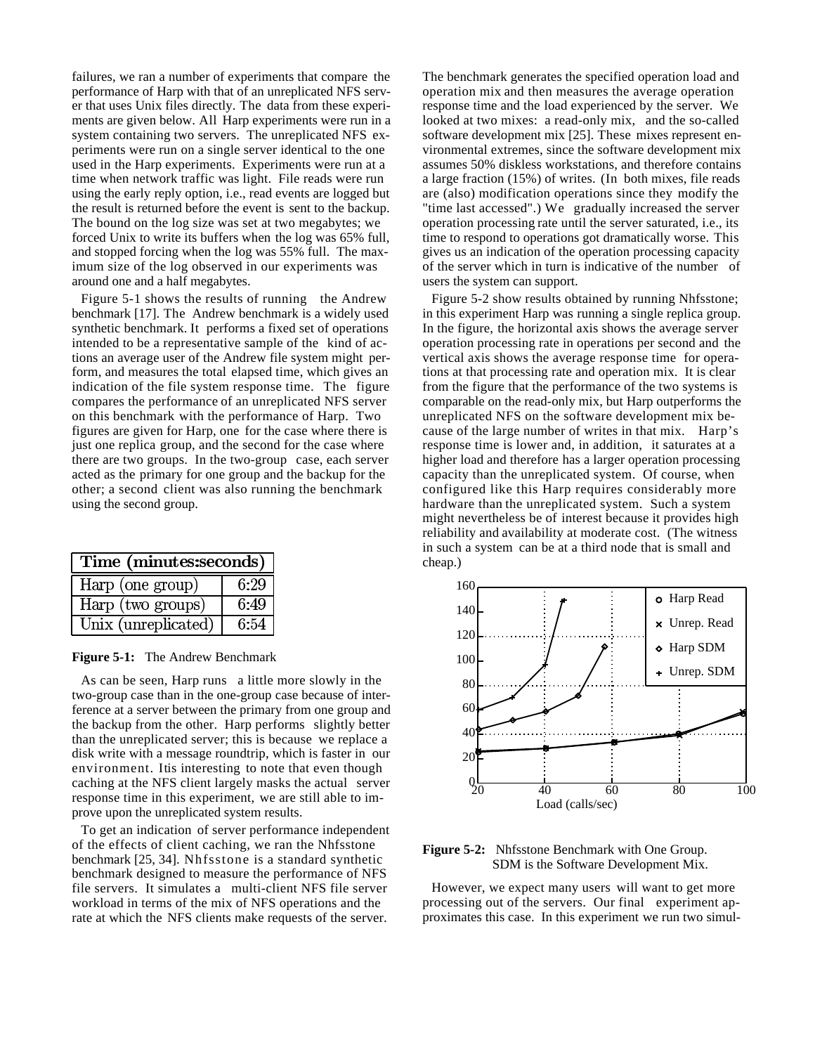failures, we ran a number of experiments that compare the performance of Harp with that of an unreplicated NFS server that uses Unix files directly. The data from these experiments are given below. All Harp experiments were run in a system containing two servers. The unreplicated NFS experiments were run on a single server identical to the one used in the Harp experiments. Experiments were run at a time when network traffic was light. File reads were run using the early reply option, i.e., read events are logged but the result is returned before the event is sent to the backup. The bound on the log size was set at two megabytes; we forced Unix to write its buffers when the log was 65% full, and stopped forcing when the log was 55% full. The maximum size of the log observed in our experiments was around one and a half megabytes.

Figure 5-1 shows the results of running the Andrew benchmark [17]. The Andrew benchmark is a widely used synthetic benchmark. It performs a fixed set of operations intended to be a representative sample of the kind of actions an average user of the Andrew file system might perform, and measures the total elapsed time, which gives an indication of the file system response time. The figure compares the performance of an unreplicated NFS server on this benchmark with the performance of Harp. Two figures are given for Harp, one for the case where there is just one replica group, and the second for the case where there are two groups. In the two-group case, each server acted as the primary for one group and the backup for the other; a second client was also running the benchmark using the second group.

| Time (minutes:seconds) | |
|---|---|
| Harp (one group) | 6:29 |
| Harp (two groups) | 6:49 |
| Unix (unreplicated) | 6:54 |

**Figure 5-1:** The Andrew Benchmark

As can be seen, Harp runs a little more slowly in the two-group case than in the one-group case because of interference at a server between the primary from one group and the backup from the other. Harp performs slightly better than the unreplicated server; this is because we replace a disk write with a message roundtrip, which is faster in our environment. Itis interesting to note that even though caching at the NFS client largely masks the actual server response time in this experiment, we are still able to improve upon the unreplicated system results.

To get an indication of server performance independent of the effects of client caching, we ran the Nhfsstone benchmark [25, 34]. Nhfsstone is a standard synthetic benchmark designed to measure the performance of NFS file servers. It simulates a multi-client NFS file server workload in terms of the mix of NFS operations and the rate at which the NFS clients make requests of the server. The benchmark generates the specified operation load and operation mix and then measures the average operation response time and the load experienced by the server. We looked at two mixes: a read-only mix, and the so-called software development mix [25]. These mixes represent environmental extremes, since the software development mix assumes 50% diskless workstations, and therefore contains a large fraction (15%) of writes. (In both mixes, file reads are (also) modification operations since they modify the "time last accessed".) We gradually increased the server operation processing rate until the server saturated, i.e., its time to respond to operations got dramatically worse. This gives us an indication of the operation processing capacity of the server which in turn is indicative of the number of users the system can support.

Figure 5-2 show results obtained by running Nhfsstone; in this experiment Harp was running a single replica group. In the figure, the horizontal axis shows the average server operation processing rate in operations per second and the vertical axis shows the average response time for operations at that processing rate and operation mix. It is clear from the figure that the performance of the two systems is comparable on the read-only mix, but Harp outperforms the unreplicated NFS on the software development mix because of the large number of writes in that mix. Harp's response time is lower and, in addition, it saturates at a higher load and therefore has a larger operation processing capacity than the unreplicated system. Of course, when configured like this Harp requires considerably more hardware than the unreplicated system. Such a system might nevertheless be of interest because it provides high reliability and availability at moderate cost. (The witness in such a system can be at a third node that is small and cheap.)

**Figure 5-2:** Nhfsstone Benchmark with One Group. SDM is the Software Development Mix.

However, we expect many users will want to get more processing out of the servers. Our final experiment approximates this case. In this experiment we run two simul-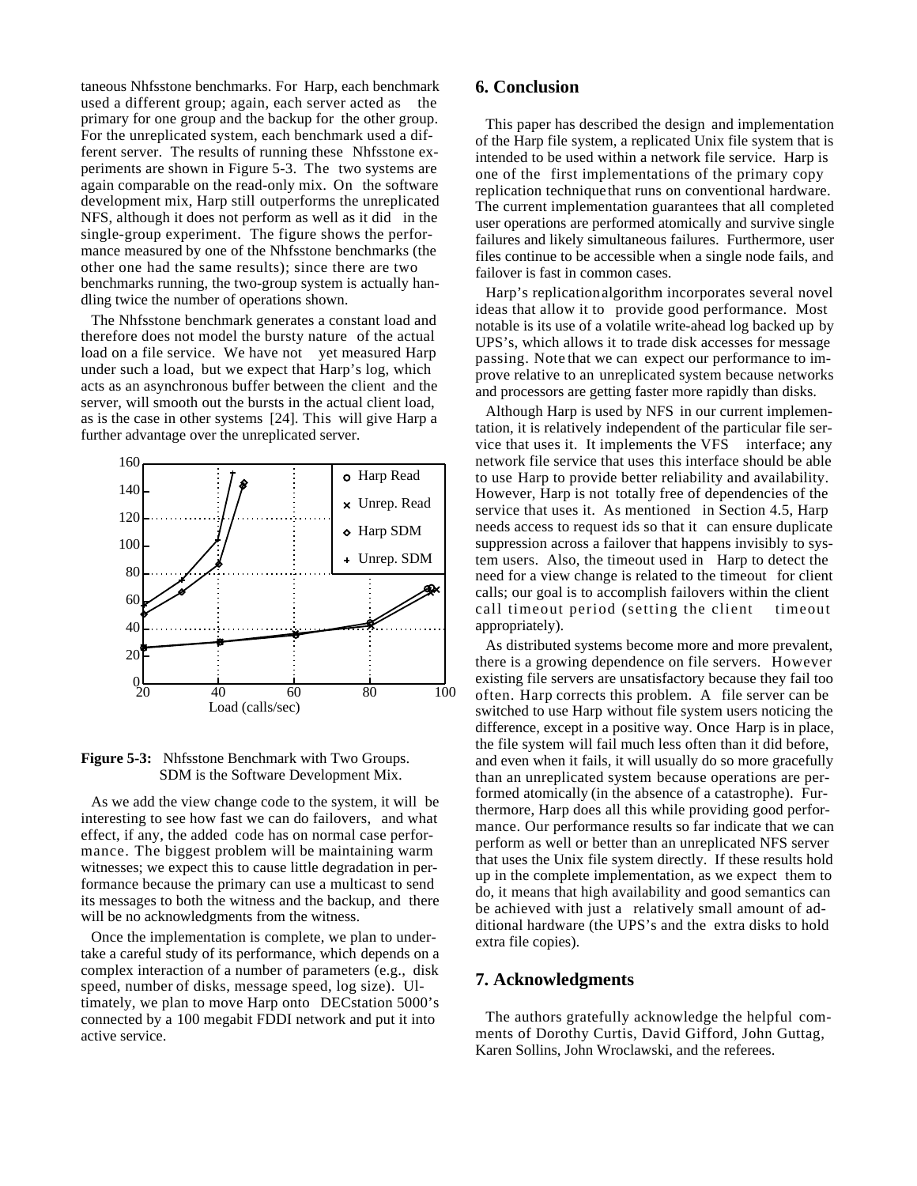taneous Nhfsstone benchmarks. For Harp, each benchmark used a different group; again, each server acted as the primary for one group and the backup for the other group. For the unreplicated system, each benchmark used a different server. The results of running these Nhfsstone experiments are shown in Figure 5-3. The two systems are again comparable on the read-only mix. On the software development mix, Harp still outperforms the unreplicated NFS, although it does not perform as well as it did in the single-group experiment. The figure shows the performance measured by one of the Nhfsstone benchmarks (the other one had the same results); since there are two benchmarks running, the two-group system is actually handling twice the number of operations shown.

The Nhfsstone benchmark generates a constant load and therefore does not model the bursty nature of the actual load on a file service. We have not yet measured Harp under such a load, but we expect that Harp's log, which acts as an asynchronous buffer between the client and the server, will smooth out the bursts in the actual client load, as is the case in other systems [24]. This will give Harp a further advantage over the unreplicated server.

160
140
120
100
80
60
40
20
0
20
40
60
80
100
Load (calls/sec)
Harp Read
Unrep. Read
Harp SDM
Unrep. SDM

**Figure 5-3:** Nhfsstone Benchmark with Two Groups. SDM is the Software Development Mix.

As we add the view change code to the system, it will be interesting to see how fast we can do failovers, and what effect, if any, the added code has on normal case performance. The biggest problem will be maintaining warm witnesses; we expect this to cause little degradation in performance because the primary can use a multicast to send its messages to both the witness and the backup, and there will be no acknowledgments from the witness.

Once the implementation is complete, we plan to undertake a careful study of its performance, which depends on a complex interaction of a number of parameters (e.g., disk speed, number of disks, message speed, log size). Ultimately, we plan to move Harp onto DECstation 5000's connected by a 100 megabit FDDI network and put it into active service.

## 6. Conclusion

This paper has described the design and implementation of the Harp file system, a replicated Unix file system that is intended to be used within a network file service. Harp is one of the first implementations of the primary copy replication technique that runs on conventional hardware. The current implementation guarantees that all completed user operations are performed atomically and survive single failures and likely simultaneous failures. Furthermore, user files continue to be accessible when a single node fails, and failover is fast in common cases.

Harp's replication algorithm incorporates several novel ideas that allow it to provide good performance. Most notable is its use of a volatile write-ahead log backed up by UPS's, which allows it to trade disk accesses for message passing. Note that we can expect our performance to improve relative to an unreplicated system because networks and processors are getting faster more rapidly than disks.

Although Harp is used by NFS in our current implementation, it is relatively independent of the particular file service that uses it. It implements the VFS interface; any network file service that uses this interface should be able to use Harp to provide better reliability and availability. However, Harp is not totally free of dependencies of the service that uses it. As mentioned in Section 4.5, Harp needs access to request ids so that it can ensure duplicate suppression across a failover that happens invisibly to system users. Also, the timeout used in Harp to detect the need for a view change is related to the timeout for client calls; our goal is to accomplish failovers within the client call timeout period (setting the client timeout appropriately).

As distributed systems become more and more prevalent, there is a growing dependence on file servers. However existing file servers are unsatisfactory because they fail too often. Harp corrects this problem. A file server can be switched to use Harp without file system users noticing the difference, except in a positive way. Once Harp is in place, the file system will fail much less often than it did before, and even when it fails, it will usually do so more gracefully than an unreplicated system because operations are performed atomically (in the absence of a catastrophe). Furthermore, Harp does all this while providing good performance. Our performance results so far indicate that we can perform as well or better than an unreplicated NFS server that uses the Unix file system directly. If these results hold up in the complete implementation, as we expect them to do, it means that high availability and good semantics can be achieved with just a relatively small amount of additional hardware (the UPS's and the extra disks to hold extra file copies).

## 7. Acknowledgments

The authors gratefully acknowledge the helpful comments of Dorothy Curtis, David Gifford, John Guttag, Karen Sollins, John Wroclawski, and the referees.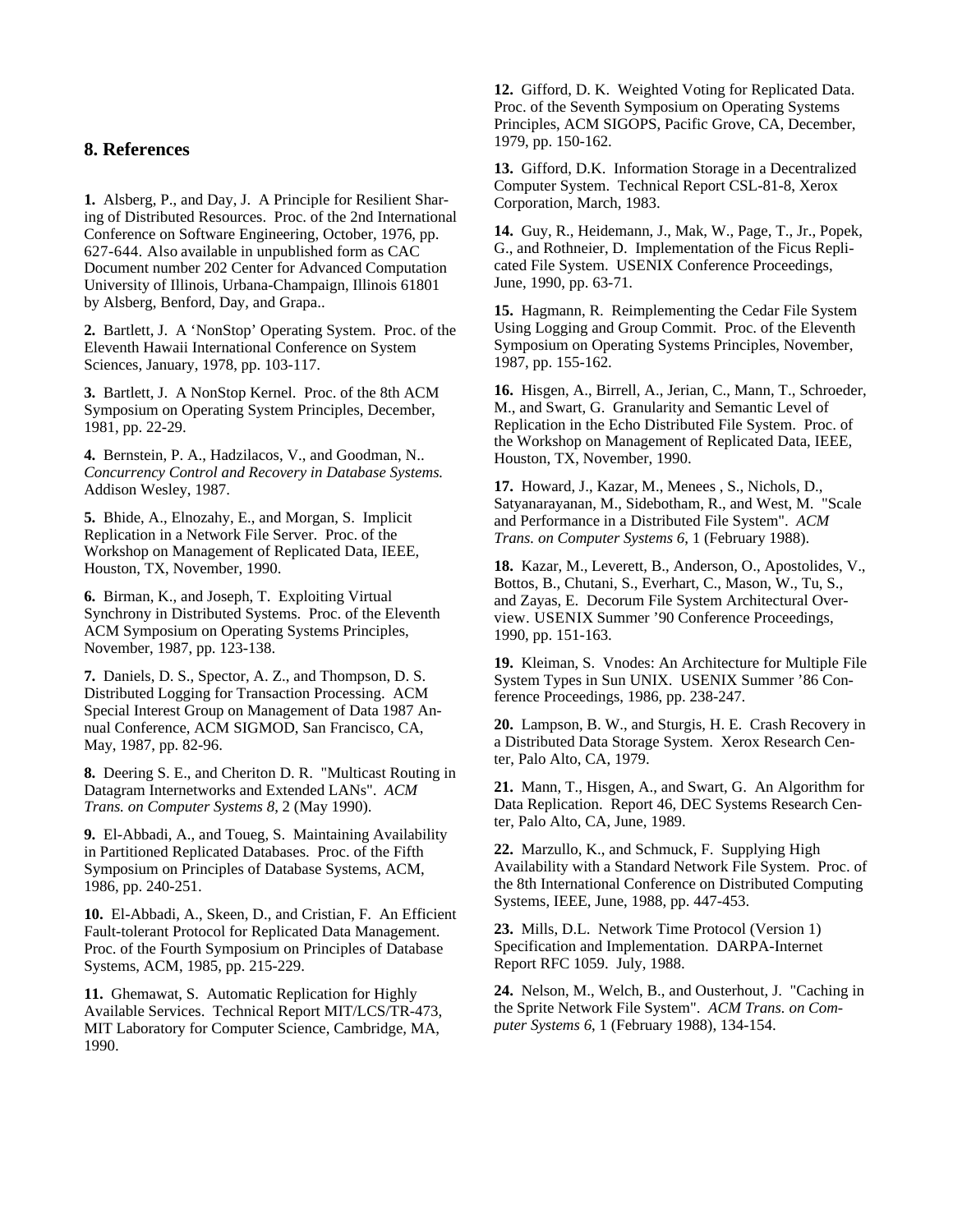## 8. References

**1.** Alsberg, P., and Day, J. A Principle for Resilient Sharing of Distributed Resources. Proc. of the 2nd International Conference on Software Engineering, October, 1976, pp. 627-644. Also available in unpublished form as CAC Document number 202 Center for Advanced Computation University of Illinois, Urbana-Champaign, Illinois 61801 by Alsberg, Benford, Day, and Grapa..

**2.** Bartlett, J. A 'NonStop' Operating System. Proc. of the Eleventh Hawaii International Conference on System Sciences, January, 1978, pp. 103-117.

**3.** Bartlett, J. A NonStop Kernel. Proc. of the 8th ACM Symposium on Operating System Principles, December, 1981, pp. 22-29.

**4.** Bernstein, P. A., Hadzilacos, V., and Goodman, N.. *Concurrency Control and Recovery in Database Systems.* Addison Wesley, 1987.

**5.** Bhide, A., Elnozahy, E., and Morgan, S. Implicit Replication in a Network File Server. Proc. of the Workshop on Management of Replicated Data, IEEE, Houston, TX, November, 1990.

**6.** Birman, K., and Joseph, T. Exploiting Virtual Synchrony in Distributed Systems. Proc. of the Eleventh ACM Symposium on Operating Systems Principles, November, 1987, pp. 123-138.

**7.** Daniels, D. S., Spector, A. Z., and Thompson, D. S. Distributed Logging for Transaction Processing. ACM Special Interest Group on Management of Data 1987 Annual Conference, ACM SIGMOD, San Francisco, CA, May, 1987, pp. 82-96.

**8.** Deering S. E., and Cheriton D. R. "Multicast Routing in Datagram Internetworks and Extended LANs". *ACM Trans. on Computer Systems 8*, 2 (May 1990).

**9.** El-Abbadi, A., and Toueg, S. Maintaining Availability in Partitioned Replicated Databases. Proc. of the Fifth Symposium on Principles of Database Systems, ACM, 1986, pp. 240-251.

**10.** El-Abbadi, A., Skeen, D., and Cristian, F. An Efficient Fault-tolerant Protocol for Replicated Data Management. Proc. of the Fourth Symposium on Principles of Database Systems, ACM, 1985, pp. 215-229.

**11.** Ghemawat, S. Automatic Replication for Highly Available Services. Technical Report MIT/LCS/TR-473, MIT Laboratory for Computer Science, Cambridge, MA, 1990.

**12.** Gifford, D. K. Weighted Voting for Replicated Data. Proc. of the Seventh Symposium on Operating Systems Principles, ACM SIGOPS, Pacific Grove, CA, December, 1979, pp. 150-162.

**13.** Gifford, D.K. Information Storage in a Decentralized Computer System. Technical Report CSL-81-8, Xerox Corporation, March, 1983.

**14.** Guy, R., Heidemann, J., Mak, W., Page, T., Jr., Popek, G., and Rothneier, D. Implementation of the Ficus Replicated File System. USENIX Conference Proceedings, June, 1990, pp. 63-71.

**15.** Hagmann, R. Reimplementing the Cedar File System Using Logging and Group Commit. Proc. of the Eleventh Symposium on Operating Systems Principles, November, 1987, pp. 155-162.

**16.** Hisgen, A., Birrell, A., Jerian, C., Mann, T., Schroeder, M., and Swart, G. Granularity and Semantic Level of Replication in the Echo Distributed File System. Proc. of the Workshop on Management of Replicated Data, IEEE, Houston, TX, November, 1990.

**17.** Howard, J., Kazar, M., Menees , S., Nichols, D., Satyanarayanan, M., Sidebotham, R., and West, M. "Scale and Performance in a Distributed File System". *ACM Trans. on Computer Systems 6*, 1 (February 1988).

**18.** Kazar, M., Leverett, B., Anderson, O., Apostolides, V., Bottos, B., Chutani, S., Everhart, C., Mason, W., Tu, S., and Zayas, E. Decorum File System Architectural Overview. USENIX Summer '90 Conference Proceedings, 1990, pp. 151-163.

**19.** Kleiman, S. Vnodes: An Architecture for Multiple File System Types in Sun UNIX. USENIX Summer '86 Conference Proceedings, 1986, pp. 238-247.

**20.** Lampson, B. W., and Sturgis, H. E. Crash Recovery in a Distributed Data Storage System. Xerox Research Center, Palo Alto, CA, 1979.

**21.** Mann, T., Hisgen, A., and Swart, G. An Algorithm for Data Replication. Report 46, DEC Systems Research Center, Palo Alto, CA, June, 1989.

**22.** Marzullo, K., and Schmuck, F. Supplying High Availability with a Standard Network File System. Proc. of the 8th International Conference on Distributed Computing Systems, IEEE, June, 1988, pp. 447-453.

**23.** Mills, D.L. Network Time Protocol (Version 1) Specification and Implementation. DARPA-Internet Report RFC 1059. July, 1988.

**24.** Nelson, M., Welch, B., and Ousterhout, J. "Caching in the Sprite Network File System". *ACM Trans. on Computer Systems 6*, 1 (February 1988), 134-154.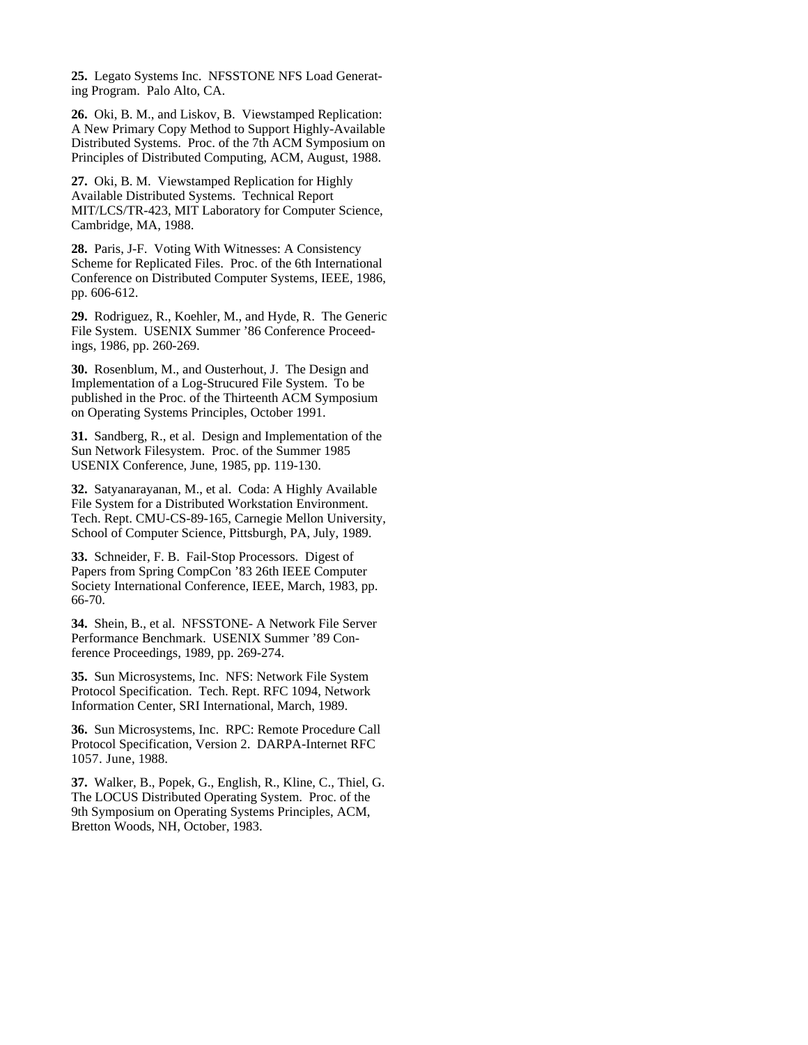**25.** Legato Systems Inc. NFSSTONE NFS Load Generating Program. Palo Alto, CA.

**26.** Oki, B. M., and Liskov, B. Viewstamped Replication: A New Primary Copy Method to Support Highly-Available Distributed Systems. Proc. of the 7th ACM Symposium on Principles of Distributed Computing, ACM, August, 1988.

**27.** Oki, B. M. Viewstamped Replication for Highly Available Distributed Systems. Technical Report MIT/LCS/TR-423, MIT Laboratory for Computer Science, Cambridge, MA, 1988.

**28.** Paris, J-F. Voting With Witnesses: A Consistency Scheme for Replicated Files. Proc. of the 6th International Conference on Distributed Computer Systems, IEEE, 1986, pp. 606-612.

**29.** Rodriguez, R., Koehler, M., and Hyde, R. The Generic File System. USENIX Summer '86 Conference Proceedings, 1986, pp. 260-269.

**30.** Rosenblum, M., and Ousterhout, J. The Design and Implementation of a Log-Strucured File System. To be published in the Proc. of the Thirteenth ACM Symposium on Operating Systems Principles, October 1991.

**31.** Sandberg, R., et al. Design and Implementation of the Sun Network Filesystem. Proc. of the Summer 1985 USENIX Conference, June, 1985, pp. 119-130.

**32.** Satyanarayanan, M., et al. Coda: A Highly Available File System for a Distributed Workstation Environment. Tech. Rept. CMU-CS-89-165, Carnegie Mellon University, School of Computer Science, Pittsburgh, PA, July, 1989.

**33.** Schneider, F. B. Fail-Stop Processors. Digest of Papers from Spring CompCon '83 26th IEEE Computer Society International Conference, IEEE, March, 1983, pp. 66-70.

**34.** Shein, B., et al. NFSSTONE- A Network File Server Performance Benchmark. USENIX Summer '89 Conference Proceedings, 1989, pp. 269-274.

**35.** Sun Microsystems, Inc. NFS: Network File System Protocol Specification. Tech. Rept. RFC 1094, Network Information Center, SRI International, March, 1989.

**36.** Sun Microsystems, Inc. RPC: Remote Procedure Call Protocol Specification, Version 2. DARPA-Internet RFC 1057. June, 1988.

**37.** Walker, B., Popek, G., English, R., Kline, C., Thiel, G. The LOCUS Distributed Operating System. Proc. of the 9th Symposium on Operating Systems Principles, ACM, Bretton Woods, NH, October, 1983.